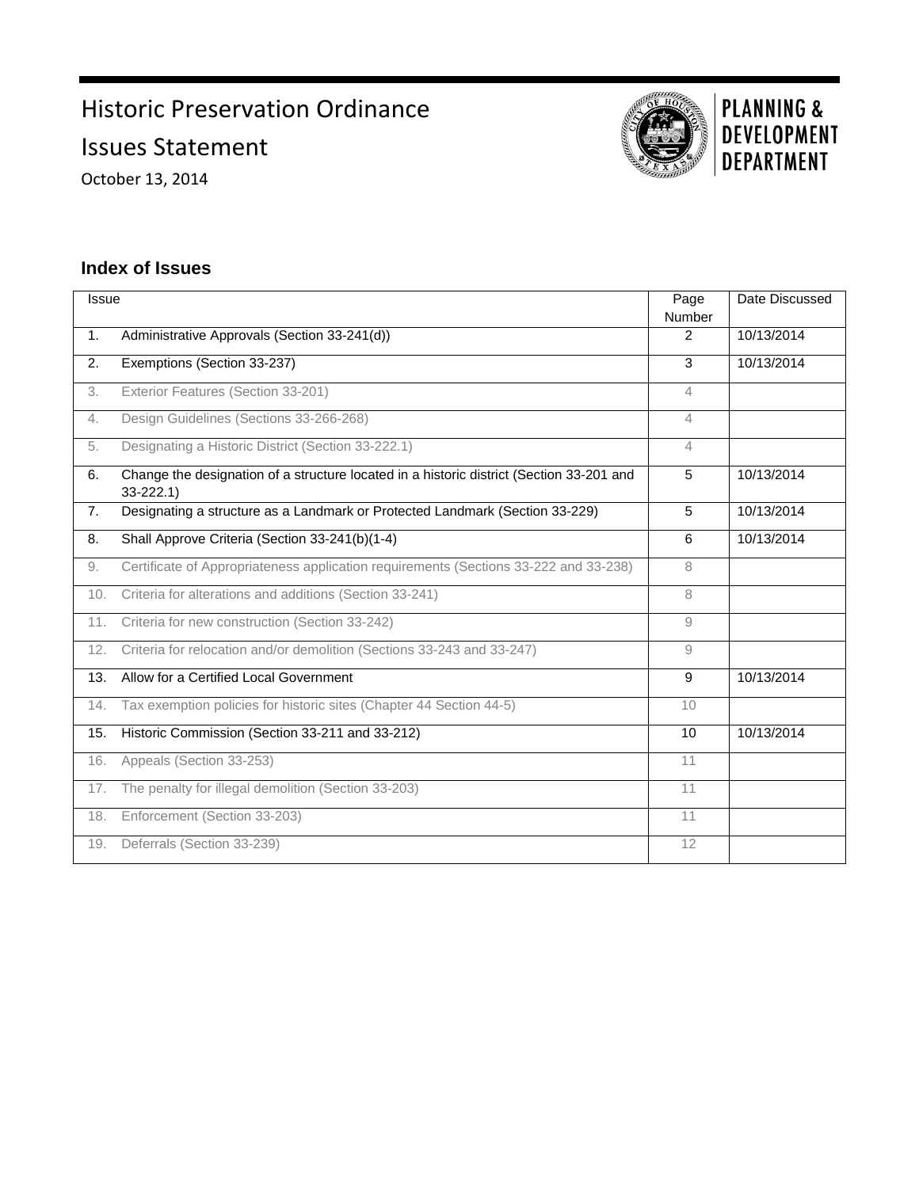# Historic Preservation Ordinance

## Issues Statement

October 13, 2014

PLANNING & DEVELOPMENT DEPARTMENT

### Index of Issues

| Issue | Page Number | Date Discussed |
|---|---|---|
| 1. Administrative Approvals (Section 33-241(d)) | 2 | 10/13/2014 |
| 2. Exemptions (Section 33-237) | 3 | 10/13/2014 |
| 3. Exterior Features (Section 33-201) | 4 | |
| 4. Design Guidelines (Sections 33-266-268) | 4 | |
| 5. Designating a Historic District (Section 33-222.1) | 4 | |
| 6. Change the designation of a structure located in a historic district (Section 33-201 and 33-222.1) | 5 | 10/13/2014 |
| 7. Designating a structure as a Landmark or Protected Landmark (Section 33-229) | 5 | 10/13/2014 |
| 8. Shall Approve Criteria (Section 33-241(b)(1-4) | 6 | 10/13/2014 |
| 9. Certificate of Appropriateness application requirements (Sections 33-222 and 33-238) | 8 | |
| 10. Criteria for alterations and additions (Section 33-241) | 8 | |
| 11. Criteria for new construction (Section 33-242) | 9 | |
| 12. Criteria for relocation and/or demolition (Sections 33-243 and 33-247) | 9 | |
| 13. Allow for a Certified Local Government | 9 | 10/13/2014 |
| 14. Tax exemption policies for historic sites (Chapter 44 Section 44-5) | 10 | |
| 15. Historic Commission (Section 33-211 and 33-212) | 10 | 10/13/2014 |
| 16. Appeals (Section 33-253) | 11 | |
| 17. The penalty for illegal demolition (Section 33-203) | 11 | |
| 18. Enforcement (Section 33-203) | 11 | |
| 19. Deferrals (Section 33-239) | 12 | |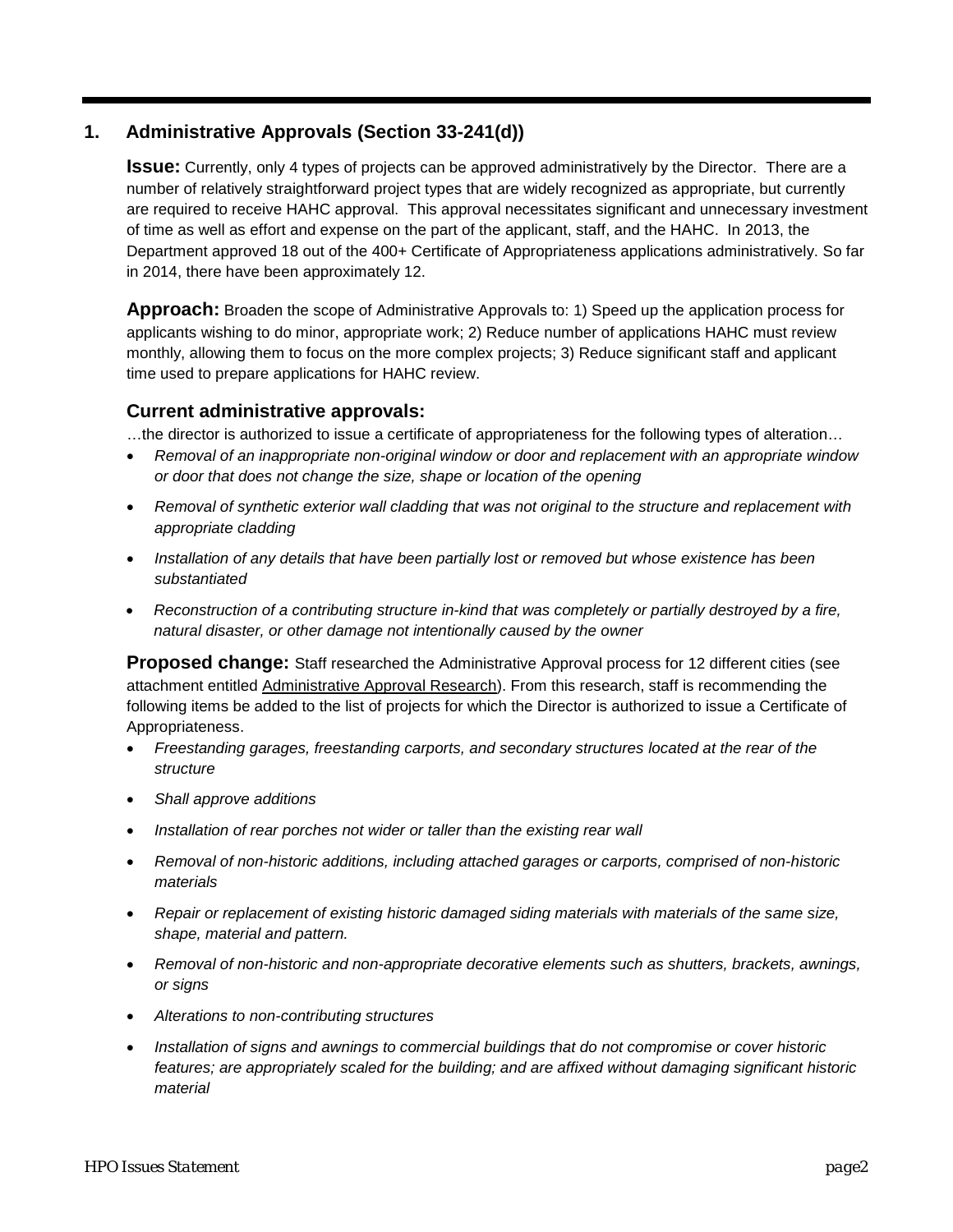## 1. Administrative Approvals (Section 33-241(d))

**Issue:** Currently, only 4 types of projects can be approved administratively by the Director. There are a number of relatively straightforward project types that are widely recognized as appropriate, but currently are required to receive HAHC approval. This approval necessitates significant and unnecessary investment of time as well as effort and expense on the part of the applicant, staff, and the HAHC. In 2013, the Department approved 18 out of the 400+ Certificate of Appropriateness applications administratively. So far in 2014, there have been approximately 12.

**Approach:** Broaden the scope of Administrative Approvals to: 1) Speed up the application process for applicants wishing to do minor, appropriate work; 2) Reduce number of applications HAHC must review monthly, allowing them to focus on the more complex projects; 3) Reduce significant staff and applicant time used to prepare applications for HAHC review.

### Current administrative approvals:

…the director is authorized to issue a certificate of appropriateness for the following types of alteration…

- *Removal of an inappropriate non-original window or door and replacement with an appropriate window or door that does not change the size, shape or location of the opening*
- *Removal of synthetic exterior wall cladding that was not original to the structure and replacement with appropriate cladding*
- *Installation of any details that have been partially lost or removed but whose existence has been substantiated*
- *Reconstruction of a contributing structure in-kind that was completely or partially destroyed by a fire, natural disaster, or other damage not intentionally caused by the owner*

**Proposed change:** Staff researched the Administrative Approval process for 12 different cities (see attachment entitled Administrative Approval Research). From this research, staff is recommending the following items be added to the list of projects for which the Director is authorized to issue a Certificate of Appropriateness.

- *Freestanding garages, freestanding carports, and secondary structures located at the rear of the structure*
- *Shall approve additions*
- *Installation of rear porches not wider or taller than the existing rear wall*
- *Removal of non-historic additions, including attached garages or carports, comprised of non-historic materials*
- *Repair or replacement of existing historic damaged siding materials with materials of the same size, shape, material and pattern.*
- *Removal of non-historic and non-appropriate decorative elements such as shutters, brackets, awnings, or signs*
- *Alterations to non-contributing structures*
- *Installation of signs and awnings to commercial buildings that do not compromise or cover historic features; are appropriately scaled for the building; and are affixed without damaging significant historic material*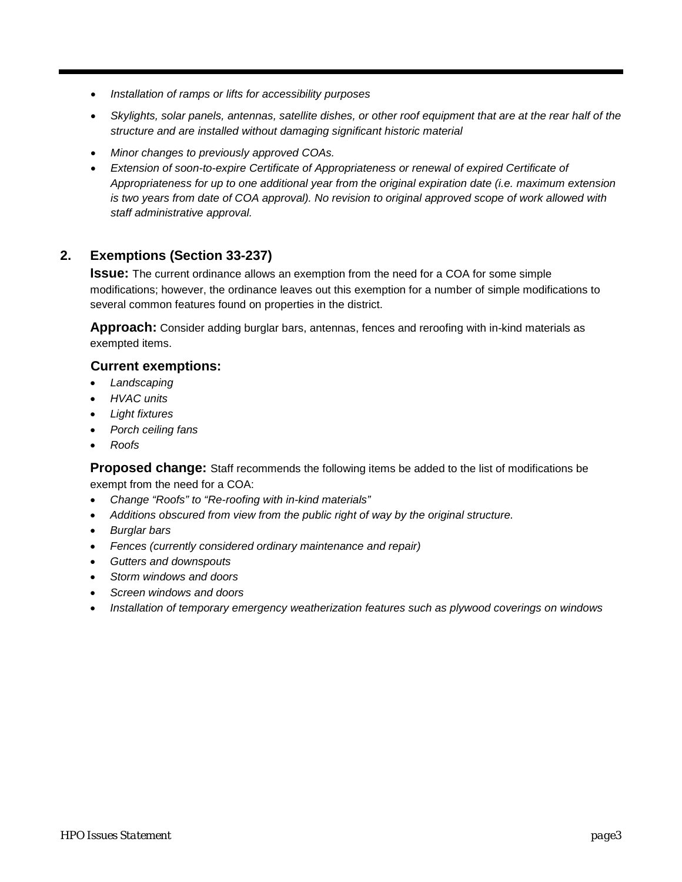- *Installation of ramps or lifts for accessibility purposes*
- *Skylights, solar panels, antennas, satellite dishes, or other roof equipment that are at the rear half of the structure and are installed without damaging significant historic material*
- *Minor changes to previously approved COAs.*
- *Extension of soon-to-expire Certificate of Appropriateness or renewal of expired Certificate of Appropriateness for up to one additional year from the original expiration date (i.e. maximum extension is two years from date of COA approval). No revision to original approved scope of work allowed with staff administrative approval.*

## 2. Exemptions (Section 33-237)

**Issue:** The current ordinance allows an exemption from the need for a COA for some simple modifications; however, the ordinance leaves out this exemption for a number of simple modifications to several common features found on properties in the district.

**Approach:** Consider adding burglar bars, antennas, fences and reroofing with in-kind materials as exempted items.

### Current exemptions:

- *Landscaping*
- *HVAC units*
- *Light fixtures*
- *Porch ceiling fans*
- *Roofs*

**Proposed change:** Staff recommends the following items be added to the list of modifications be exempt from the need for a COA:

- *Change "Roofs" to "Re-roofing with in-kind materials"*
- *Additions obscured from view from the public right of way by the original structure.*
- *Burglar bars*
- *Fences (currently considered ordinary maintenance and repair)*
- *Gutters and downspouts*
- *Storm windows and doors*
- *Screen windows and doors*
- *Installation of temporary emergency weatherization features such as plywood coverings on windows*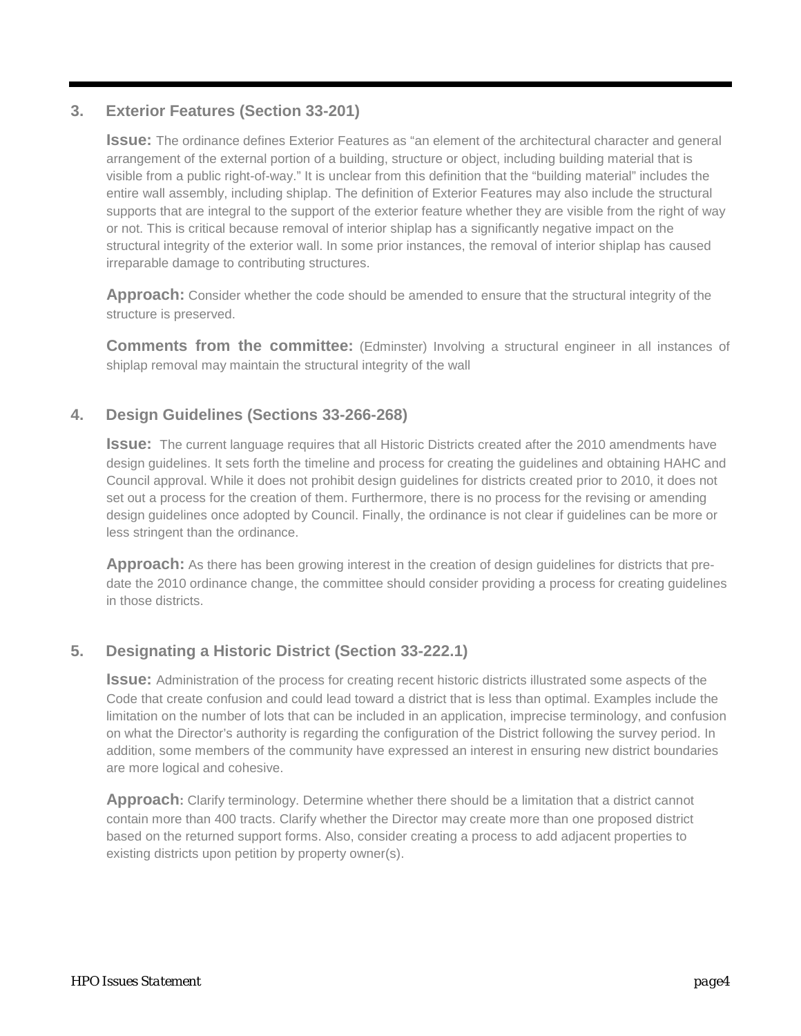### 3. Exterior Features (Section 33-201)

**Issue:** The ordinance defines Exterior Features as "an element of the architectural character and general arrangement of the external portion of a building, structure or object, including building material that is visible from a public right-of-way." It is unclear from this definition that the "building material" includes the entire wall assembly, including shiplap. The definition of Exterior Features may also include the structural supports that are integral to the support of the exterior feature whether they are visible from the right of way or not. This is critical because removal of interior shiplap has a significantly negative impact on the structural integrity of the exterior wall. In some prior instances, the removal of interior shiplap has caused irreparable damage to contributing structures.

**Approach:** Consider whether the code should be amended to ensure that the structural integrity of the structure is preserved.

**Comments from the committee:** (Edminster) Involving a structural engineer in all instances of shiplap removal may maintain the structural integrity of the wall

### 4. Design Guidelines (Sections 33-266-268)

**Issue:** The current language requires that all Historic Districts created after the 2010 amendments have design guidelines. It sets forth the timeline and process for creating the guidelines and obtaining HAHC and Council approval. While it does not prohibit design guidelines for districts created prior to 2010, it does not set out a process for the creation of them. Furthermore, there is no process for the revising or amending design guidelines once adopted by Council. Finally, the ordinance is not clear if guidelines can be more or less stringent than the ordinance.

**Approach:** As there has been growing interest in the creation of design guidelines for districts that pre-date the 2010 ordinance change, the committee should consider providing a process for creating guidelines in those districts.

### 5. Designating a Historic District (Section 33-222.1)

**Issue:** Administration of the process for creating recent historic districts illustrated some aspects of the Code that create confusion and could lead toward a district that is less than optimal. Examples include the limitation on the number of lots that can be included in an application, imprecise terminology, and confusion on what the Director's authority is regarding the configuration of the District following the survey period. In addition, some members of the community have expressed an interest in ensuring new district boundaries are more logical and cohesive.

**Approach:** Clarify terminology. Determine whether there should be a limitation that a district cannot contain more than 400 tracts. Clarify whether the Director may create more than one proposed district based on the returned support forms. Also, consider creating a process to add adjacent properties to existing districts upon petition by property owner(s).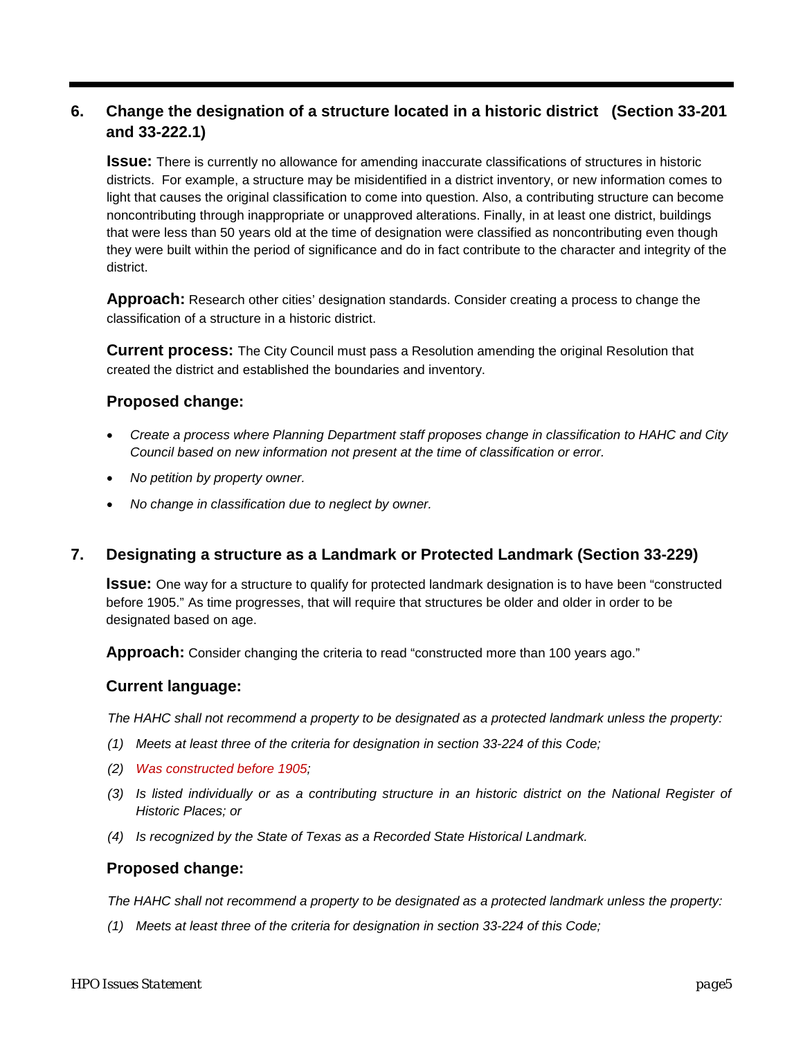## 6. Change the designation of a structure located in a historic district (Section 33-201 and 33-222.1)

**Issue:** There is currently no allowance for amending inaccurate classifications of structures in historic districts. For example, a structure may be misidentified in a district inventory, or new information comes to light that causes the original classification to come into question. Also, a contributing structure can become noncontributing through inappropriate or unapproved alterations. Finally, in at least one district, buildings that were less than 50 years old at the time of designation were classified as noncontributing even though they were built within the period of significance and do in fact contribute to the character and integrity of the district.

**Approach:** Research other cities' designation standards. Consider creating a process to change the classification of a structure in a historic district.

**Current process:** The City Council must pass a Resolution amending the original Resolution that created the district and established the boundaries and inventory.

### Proposed change:

- *Create a process where Planning Department staff proposes change in classification to HAHC and City Council based on new information not present at the time of classification or error.*
- *No petition by property owner.*
- *No change in classification due to neglect by owner.*

## 7. Designating a structure as a Landmark or Protected Landmark (Section 33-229)

**Issue:** One way for a structure to qualify for protected landmark designation is to have been "constructed before 1905." As time progresses, that will require that structures be older and older in order to be designated based on age.

**Approach:** Consider changing the criteria to read "constructed more than 100 years ago."

### Current language:

*The HAHC shall not recommend a property to be designated as a protected landmark unless the property:*

*(1) Meets at least three of the criteria for designation in section 33-224 of this Code;*

*(2) Was constructed before 1905;*

*(3) Is listed individually or as a contributing structure in an historic district on the National Register of Historic Places; or*

*(4) Is recognized by the State of Texas as a Recorded State Historical Landmark.*

### Proposed change:

*The HAHC shall not recommend a property to be designated as a protected landmark unless the property:*

*(1) Meets at least three of the criteria for designation in section 33-224 of this Code;*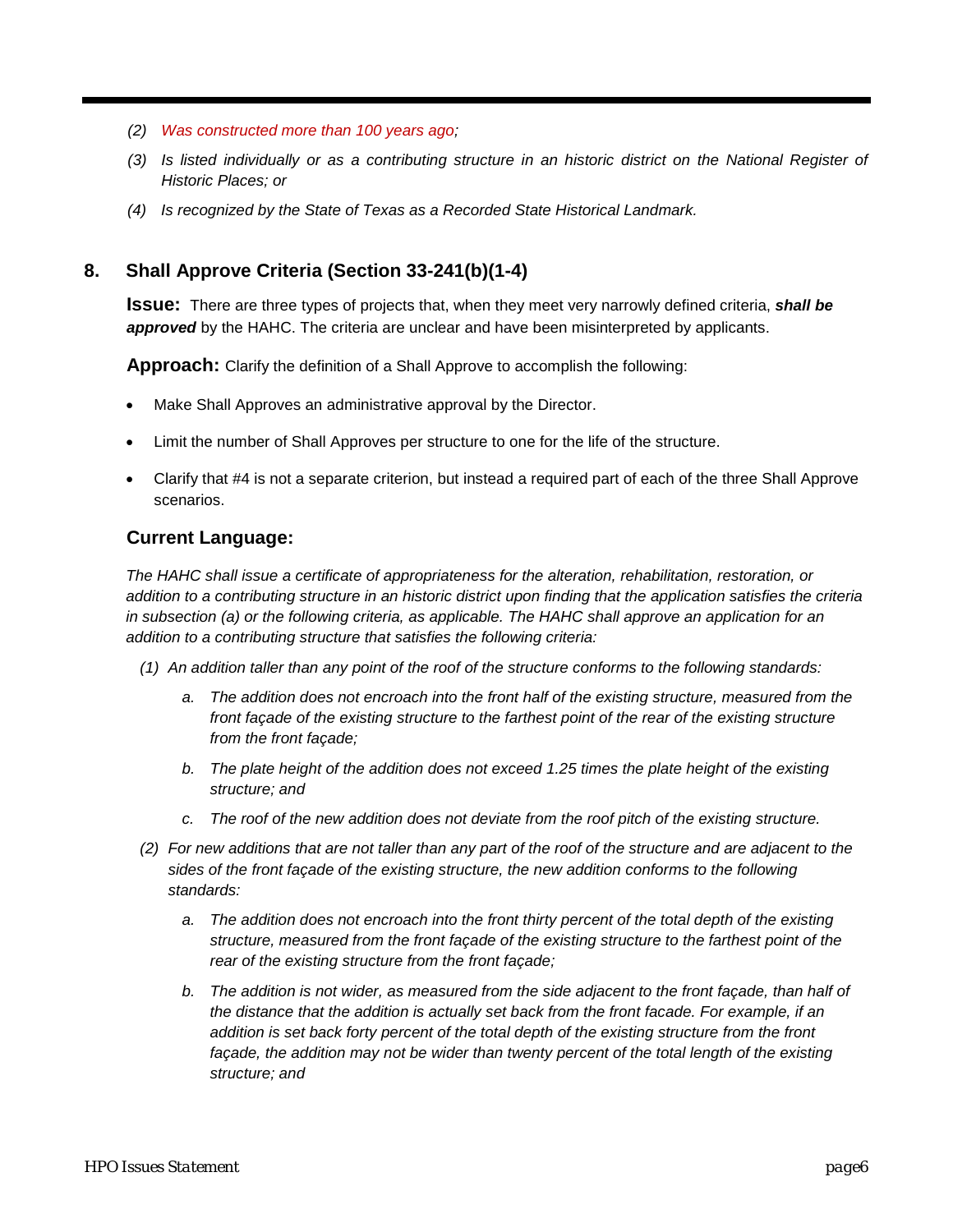*(2) Was constructed more than 100 years ago;*

*(3) Is listed individually or as a contributing structure in an historic district on the National Register of Historic Places; or*

*(4) Is recognized by the State of Texas as a Recorded State Historical Landmark.*

## 8. Shall Approve Criteria (Section 33-241(b)(1-4)

**Issue:** There are three types of projects that, when they meet very narrowly defined criteria, ***shall be approved*** by the HAHC. The criteria are unclear and have been misinterpreted by applicants.

**Approach:** Clarify the definition of a Shall Approve to accomplish the following:

- Make Shall Approves an administrative approval by the Director.
- Limit the number of Shall Approves per structure to one for the life of the structure.
- Clarify that #4 is not a separate criterion, but instead a required part of each of the three Shall Approve scenarios.

### Current Language:

*The HAHC shall issue a certificate of appropriateness for the alteration, rehabilitation, restoration, or addition to a contributing structure in an historic district upon finding that the application satisfies the criteria in subsection (a) or the following criteria, as applicable. The HAHC shall approve an application for an addition to a contributing structure that satisfies the following criteria:*

*(1) An addition taller than any point of the roof of the structure conforms to the following standards:*

*a. The addition does not encroach into the front half of the existing structure, measured from the front façade of the existing structure to the farthest point of the rear of the existing structure from the front façade;*

*b. The plate height of the addition does not exceed 1.25 times the plate height of the existing structure; and*

*c. The roof of the new addition does not deviate from the roof pitch of the existing structure.*

*(2) For new additions that are not taller than any part of the roof of the structure and are adjacent to the sides of the front façade of the existing structure, the new addition conforms to the following standards:*

*a. The addition does not encroach into the front thirty percent of the total depth of the existing structure, measured from the front façade of the existing structure to the farthest point of the rear of the existing structure from the front façade;*

*b. The addition is not wider, as measured from the side adjacent to the front façade, than half of the distance that the addition is actually set back from the front facade. For example, if an addition is set back forty percent of the total depth of the existing structure from the front façade, the addition may not be wider than twenty percent of the total length of the existing structure; and*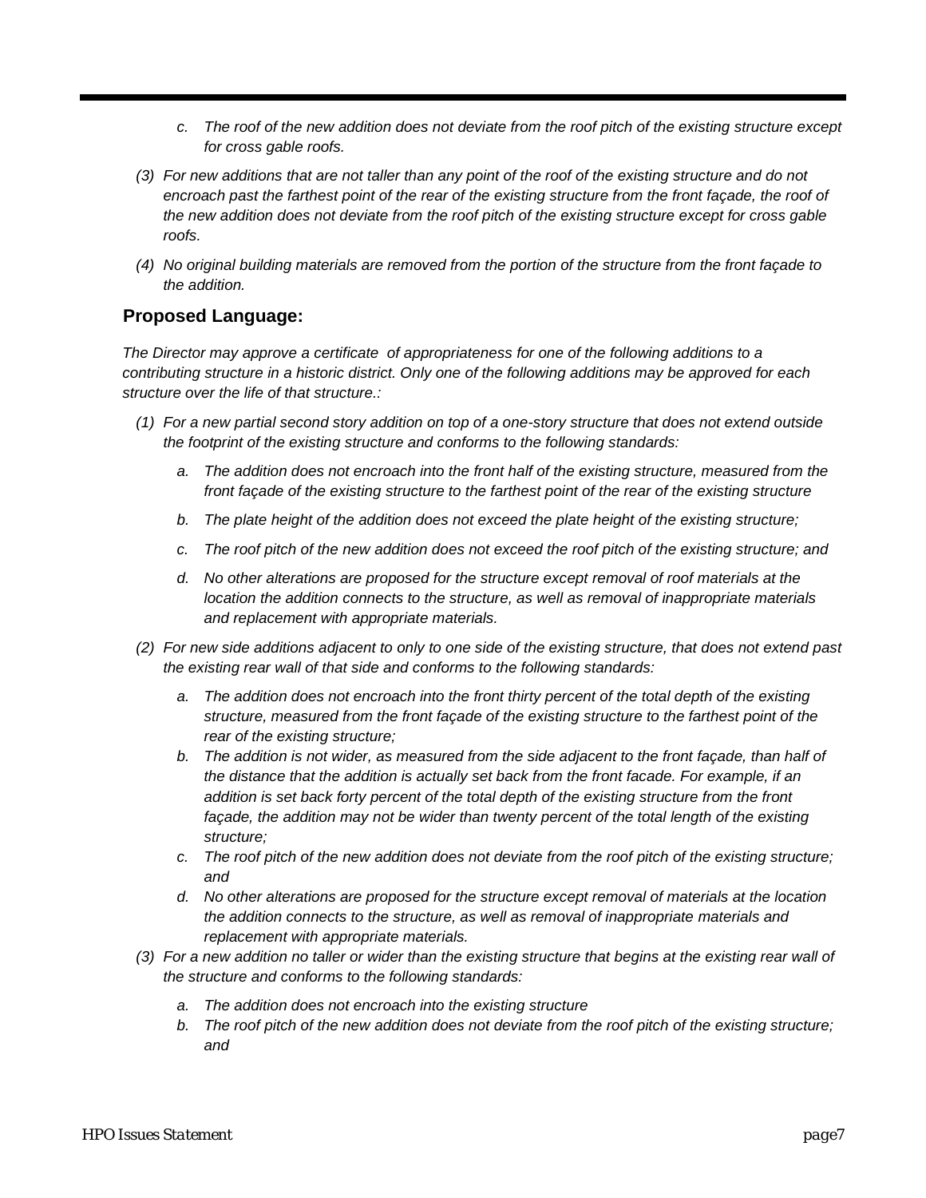*c. The roof of the new addition does not deviate from the roof pitch of the existing structure except for cross gable roofs.*

*(3) For new additions that are not taller than any point of the roof of the existing structure and do not encroach past the farthest point of the rear of the existing structure from the front façade, the roof of the new addition does not deviate from the roof pitch of the existing structure except for cross gable roofs.*

*(4) No original building materials are removed from the portion of the structure from the front façade to the addition.*

## Proposed Language:

*The Director may approve a certificate of appropriateness for one of the following additions to a contributing structure in a historic district. Only one of the following additions may be approved for each structure over the life of that structure.:*

*(1) For a new partial second story addition on top of a one-story structure that does not extend outside the footprint of the existing structure and conforms to the following standards:*

*a. The addition does not encroach into the front half of the existing structure, measured from the front façade of the existing structure to the farthest point of the rear of the existing structure*

*b. The plate height of the addition does not exceed the plate height of the existing structure;*

*c. The roof pitch of the new addition does not exceed the roof pitch of the existing structure; and*

*d. No other alterations are proposed for the structure except removal of roof materials at the location the addition connects to the structure, as well as removal of inappropriate materials and replacement with appropriate materials.*

*(2) For new side additions adjacent to only to one side of the existing structure, that does not extend past the existing rear wall of that side and conforms to the following standards:*

*a. The addition does not encroach into the front thirty percent of the total depth of the existing structure, measured from the front façade of the existing structure to the farthest point of the rear of the existing structure;*

*b. The addition is not wider, as measured from the side adjacent to the front façade, than half of the distance that the addition is actually set back from the front facade. For example, if an addition is set back forty percent of the total depth of the existing structure from the front façade, the addition may not be wider than twenty percent of the total length of the existing structure;*

*c. The roof pitch of the new addition does not deviate from the roof pitch of the existing structure; and*

*d. No other alterations are proposed for the structure except removal of materials at the location the addition connects to the structure, as well as removal of inappropriate materials and replacement with appropriate materials.*

*(3) For a new addition no taller or wider than the existing structure that begins at the existing rear wall of the structure and conforms to the following standards:*

*a. The addition does not encroach into the existing structure*

*b. The roof pitch of the new addition does not deviate from the roof pitch of the existing structure; and*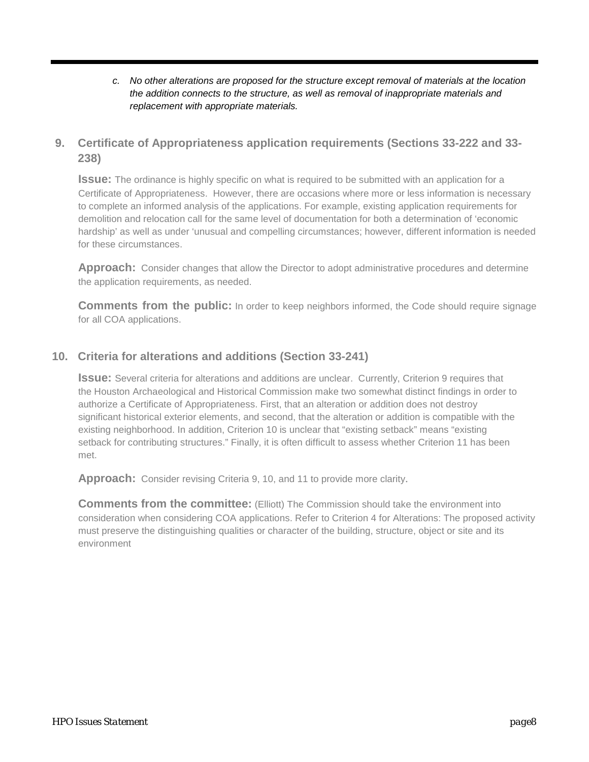c. *No other alterations are proposed for the structure except removal of materials at the location the addition connects to the structure, as well as removal of inappropriate materials and replacement with appropriate materials.*

## 9. Certificate of Appropriateness application requirements (Sections 33-222 and 33-238)

**Issue:** The ordinance is highly specific on what is required to be submitted with an application for a Certificate of Appropriateness. However, there are occasions where more or less information is necessary to complete an informed analysis of the applications. For example, existing application requirements for demolition and relocation call for the same level of documentation for both a determination of 'economic hardship' as well as under 'unusual and compelling circumstances; however, different information is needed for these circumstances.

**Approach:** Consider changes that allow the Director to adopt administrative procedures and determine the application requirements, as needed.

**Comments from the public:** In order to keep neighbors informed, the Code should require signage for all COA applications.

## 10. Criteria for alterations and additions (Section 33-241)

**Issue:** Several criteria for alterations and additions are unclear. Currently, Criterion 9 requires that the Houston Archaeological and Historical Commission make two somewhat distinct findings in order to authorize a Certificate of Appropriateness. First, that an alteration or addition does not destroy significant historical exterior elements, and second, that the alteration or addition is compatible with the existing neighborhood. In addition, Criterion 10 is unclear that "existing setback" means "existing setback for contributing structures." Finally, it is often difficult to assess whether Criterion 11 has been met.

**Approach:** Consider revising Criteria 9, 10, and 11 to provide more clarity.

**Comments from the committee:** (Elliott) The Commission should take the environment into consideration when considering COA applications. Refer to Criterion 4 for Alterations: The proposed activity must preserve the distinguishing qualities or character of the building, structure, object or site and its environment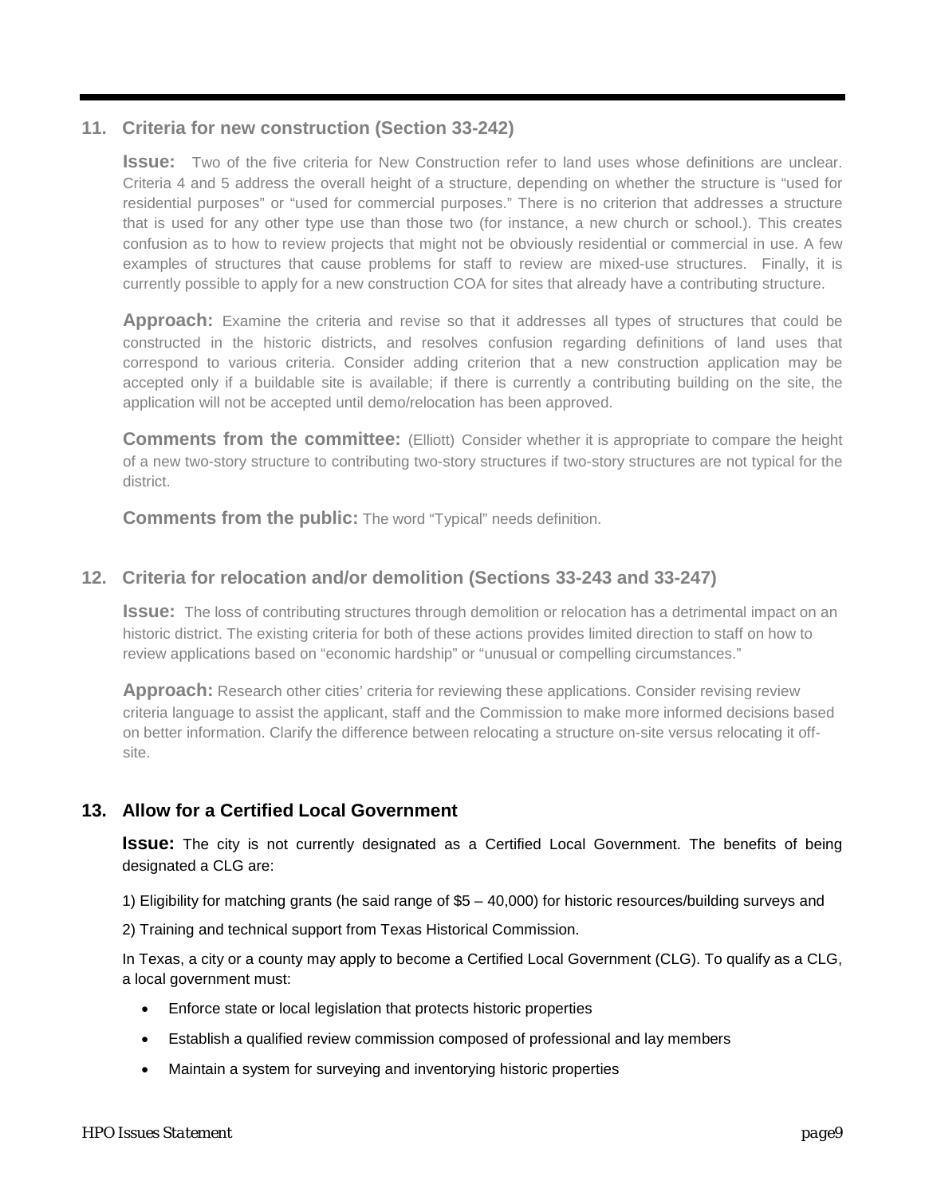## 11. Criteria for new construction (Section 33-242)

**Issue:** Two of the five criteria for New Construction refer to land uses whose definitions are unclear. Criteria 4 and 5 address the overall height of a structure, depending on whether the structure is "used for residential purposes" or "used for commercial purposes." There is no criterion that addresses a structure that is used for any other type use than those two (for instance, a new church or school.). This creates confusion as to how to review projects that might not be obviously residential or commercial in use. A few examples of structures that cause problems for staff to review are mixed-use structures. Finally, it is currently possible to apply for a new construction COA for sites that already have a contributing structure.

**Approach:** Examine the criteria and revise so that it addresses all types of structures that could be constructed in the historic districts, and resolves confusion regarding definitions of land uses that correspond to various criteria. Consider adding criterion that a new construction application may be accepted only if a buildable site is available; if there is currently a contributing building on the site, the application will not be accepted until demo/relocation has been approved.

**Comments from the committee:** (Elliott) Consider whether it is appropriate to compare the height of a new two-story structure to contributing two-story structures if two-story structures are not typical for the district.

**Comments from the public:** The word "Typical" needs definition.

## 12. Criteria for relocation and/or demolition (Sections 33-243 and 33-247)

**Issue:** The loss of contributing structures through demolition or relocation has a detrimental impact on an historic district. The existing criteria for both of these actions provides limited direction to staff on how to review applications based on "economic hardship" or "unusual or compelling circumstances."

**Approach:** Research other cities' criteria for reviewing these applications. Consider revising review criteria language to assist the applicant, staff and the Commission to make more informed decisions based on better information. Clarify the difference between relocating a structure on-site versus relocating it off-site.

## 13. Allow for a Certified Local Government

**Issue:** The city is not currently designated as a Certified Local Government. The benefits of being designated a CLG are:

1) Eligibility for matching grants (he said range of $5 – 40,000) for historic resources/building surveys and

2) Training and technical support from Texas Historical Commission.

In Texas, a city or a county may apply to become a Certified Local Government (CLG). To qualify as a CLG, a local government must:

- Enforce state or local legislation that protects historic properties
- Establish a qualified review commission composed of professional and lay members
- Maintain a system for surveying and inventorying historic properties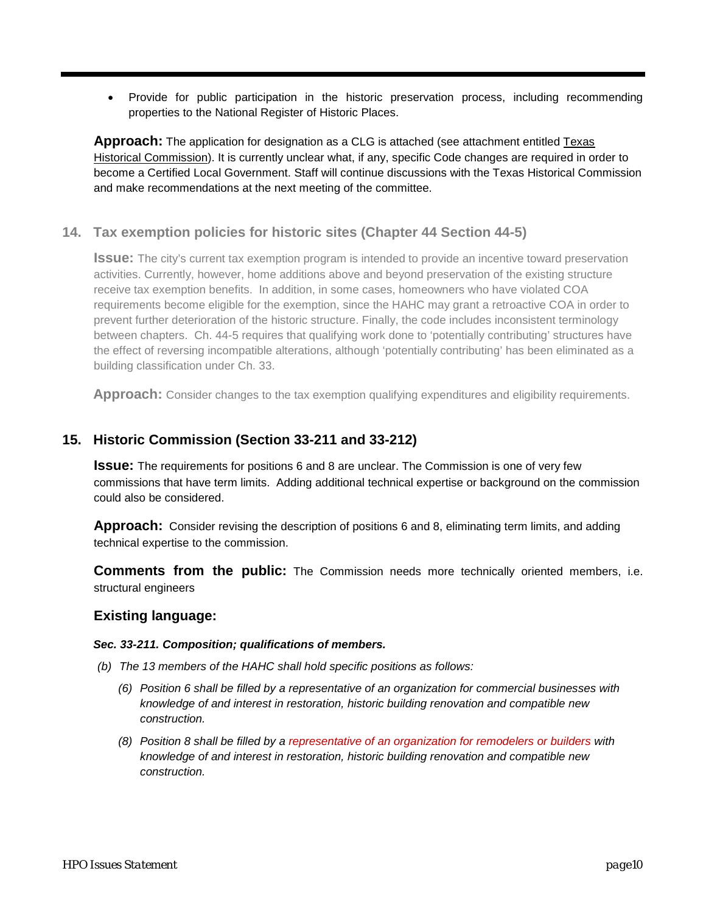- Provide for public participation in the historic preservation process, including recommending properties to the National Register of Historic Places.

**Approach:** The application for designation as a CLG is attached (see attachment entitled Texas Historical Commission). It is currently unclear what, if any, specific Code changes are required in order to become a Certified Local Government. Staff will continue discussions with the Texas Historical Commission and make recommendations at the next meeting of the committee.

## 14. Tax exemption policies for historic sites (Chapter 44 Section 44-5)

**Issue:** The city's current tax exemption program is intended to provide an incentive toward preservation activities. Currently, however, home additions above and beyond preservation of the existing structure receive tax exemption benefits. In addition, in some cases, homeowners who have violated COA requirements become eligible for the exemption, since the HAHC may grant a retroactive COA in order to prevent further deterioration of the historic structure. Finally, the code includes inconsistent terminology between chapters. Ch. 44-5 requires that qualifying work done to 'potentially contributing' structures have the effect of reversing incompatible alterations, although 'potentially contributing' has been eliminated as a building classification under Ch. 33.

**Approach:** Consider changes to the tax exemption qualifying expenditures and eligibility requirements.

## 15. Historic Commission (Section 33-211 and 33-212)

**Issue:** The requirements for positions 6 and 8 are unclear. The Commission is one of very few commissions that have term limits. Adding additional technical expertise or background on the commission could also be considered.

**Approach:** Consider revising the description of positions 6 and 8, eliminating term limits, and adding technical expertise to the commission.

**Comments from the public:** The Commission needs more technically oriented members, i.e. structural engineers

### Existing language:

***Sec. 33-211. Composition; qualifications of members.***

*(b) The 13 members of the HAHC shall hold specific positions as follows:*

*(6) Position 6 shall be filled by a representative of an organization for commercial businesses with knowledge of and interest in restoration, historic building renovation and compatible new construction.*

*(8) Position 8 shall be filled by a representative of an organization for remodelers or builders with knowledge of and interest in restoration, historic building renovation and compatible new construction.*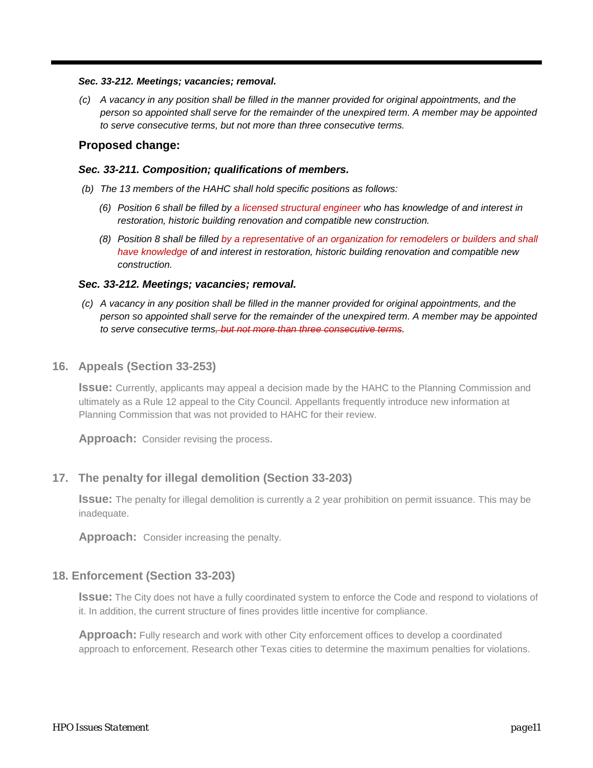**_Sec. 33-212. Meetings; vacancies; removal._**

*(c) A vacancy in any position shall be filled in the manner provided for original appointments, and the person so appointed shall serve for the remainder of the unexpired term. A member may be appointed to serve consecutive terms, but not more than three consecutive terms.*

### Proposed change:

**_Sec. 33-211. Composition; qualifications of members._**

*(b) The 13 members of the HAHC shall hold specific positions as follows:*

*(6) Position 6 shall be filled by a licensed structural engineer who has knowledge of and interest in restoration, historic building renovation and compatible new construction.*

*(8) Position 8 shall be filled by a representative of an organization for remodelers or builders and shall have knowledge of and interest in restoration, historic building renovation and compatible new construction.*

**_Sec. 33-212. Meetings; vacancies; removal._**

*(c) A vacancy in any position shall be filled in the manner provided for original appointments, and the person so appointed shall serve for the remainder of the unexpired term. A member may be appointed to serve consecutive terms~~, but not more than three consecutive terms~~.*

## 16. Appeals (Section 33-253)

**Issue:** Currently, applicants may appeal a decision made by the HAHC to the Planning Commission and ultimately as a Rule 12 appeal to the City Council. Appellants frequently introduce new information at Planning Commission that was not provided to HAHC for their review.

**Approach:** Consider revising the process.

## 17. The penalty for illegal demolition (Section 33-203)

**Issue:** The penalty for illegal demolition is currently a 2 year prohibition on permit issuance. This may be inadequate.

**Approach:** Consider increasing the penalty.

## 18. Enforcement (Section 33-203)

**Issue:** The City does not have a fully coordinated system to enforce the Code and respond to violations of it. In addition, the current structure of fines provides little incentive for compliance.

**Approach:** Fully research and work with other City enforcement offices to develop a coordinated approach to enforcement. Research other Texas cities to determine the maximum penalties for violations.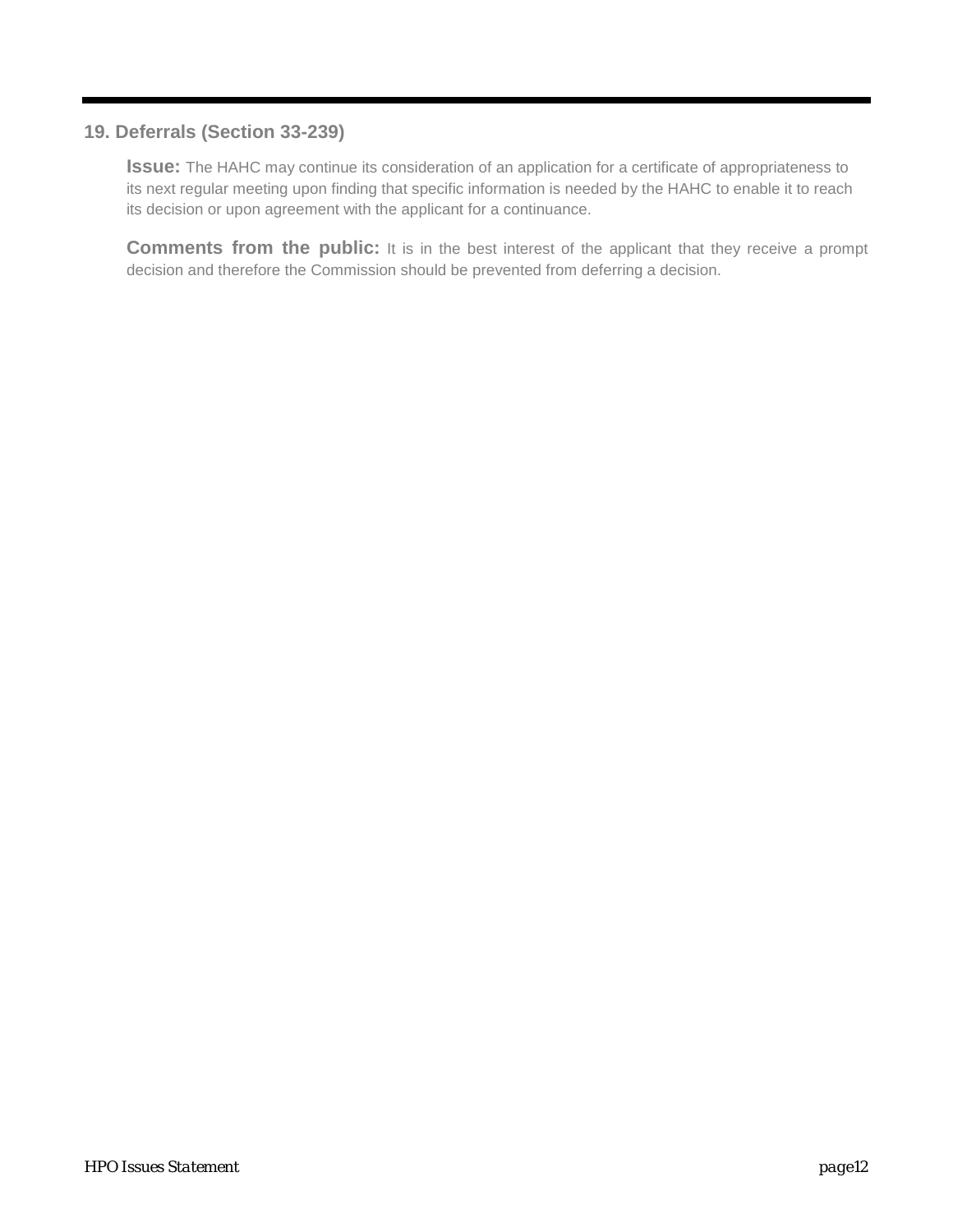## 19. Deferrals (Section 33-239)

**Issue:** The HAHC may continue its consideration of an application for a certificate of appropriateness to its next regular meeting upon finding that specific information is needed by the HAHC to enable it to reach its decision or upon agreement with the applicant for a continuance.

**Comments from the public:** It is in the best interest of the applicant that they receive a prompt decision and therefore the Commission should be prevented from deferring a decision.